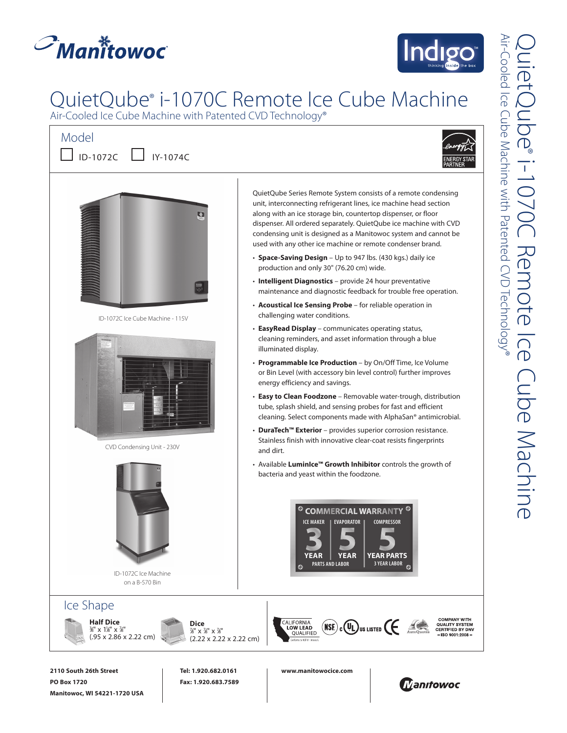# QuietQube® i-1070C Remote Ice Cube Machine

Air-Cooled Ice Cube Machine with Patented CVD Technology®

## Model

☐ ID-1072C ☐ IY-1074C

ID-1072C Ice Cube Machine - 115V

CVD Condensing Unit - 230V

ID-1072C Ice Machine on a B-570 Bin

QuietQube Series Remote System consists of a remote condensing unit, interconnecting refrigerant lines, ice machine head section along with an ice storage bin, countertop dispenser, or floor dispenser. All ordered separately. QuietQube ice machine with CVD condensing unit is designed as a Manitowoc system and cannot be used with any other ice machine or remote condenser brand.

- **Space-Saving Design** – Up to 947 lbs. (430 kgs.) daily ice production and only 30" (76.20 cm) wide.
- **Intelligent Diagnostics** – provide 24 hour preventative maintenance and diagnostic feedback for trouble free operation.
- **Acoustical Ice Sensing Probe** – for reliable operation in challenging water conditions.
- **EasyRead Display** – communicates operating status, cleaning reminders, and asset information through a blue illuminated display.
- **Programmable Ice Production** – by On/Off Time, Ice Volume or Bin Level (with accessory bin level control) further improves energy efficiency and savings.
- **Easy to Clean Foodzone** – Removable water-trough, distribution tube, splash shield, and sensing probes for fast and efficient cleaning. Select components made with AlphaSan® antimicrobial.
- **DuraTech™ Exterior** – provides superior corrosion resistance. Stainless finish with innovative clear-coat resists fingerprints and dirt.
- Available **LuminIce™ Growth Inhibitor** controls the growth of bacteria and yeast within the foodzone.

**COMMERCIAL WARRANTY**

| ICE MAKER | EVAPORATOR | COMPRESSOR |
|---|---|---|
| 3 YEAR | 5 YEAR | 5 YEAR PARTS |
| PARTS AND LABOR | | 3 YEAR LABOR |

## Ice Shape

**Half Dice**
⅜" x 1⅛" x ⅞"
(.95 x 2.86 x 2.22 cm)

**Dice**
⅞" x ⅞" x ⅞"
(2.22 x 2.22 x 2.22 cm)

CALIFORNIA LOW LEAD QUALIFIED — NSF — cULus LISTED — CE — COMPANY WITH QUALITY SYSTEM CERTIFIED BY DNV = ISO 9001:2008 =

**2110 South 26th Street**
**PO Box 1720**
**Manitowoc, WI 54221-1720 USA**

**Tel: 1.920.682.0161**
**Fax: 1.920.683.7589**

**www.manitowocice.com**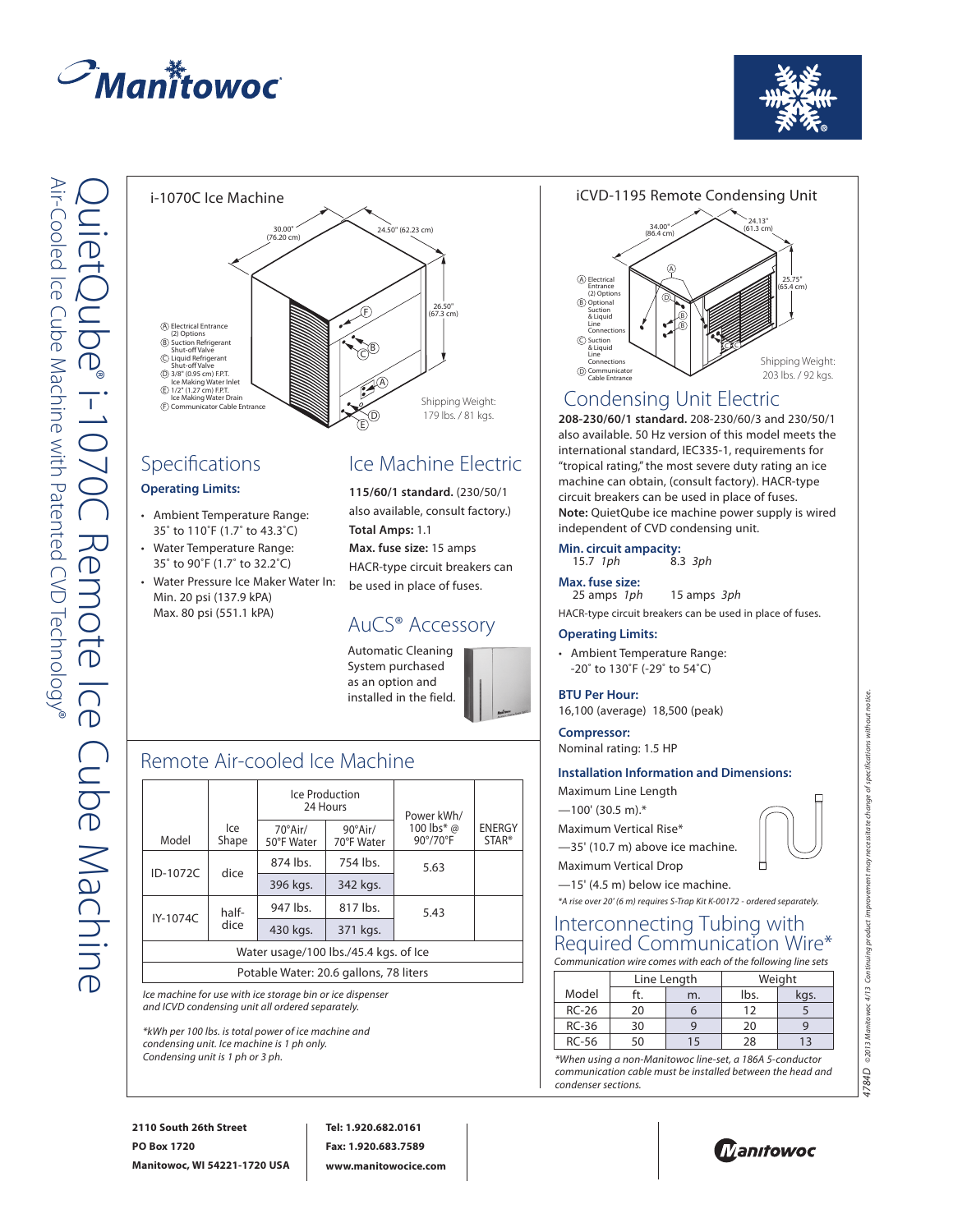# QuietQube® i-1070C Remote Ice Cube Machine

Air-Cooled Ice Cube Machine with Patented CVD Technology®

## i-1070C Ice Machine

30.00" (76.20 cm)
24.50" (62.23 cm)
26.50" (67.3 cm)

- Ⓐ Electrical Entrance (2) Options
- Ⓑ Suction Refrigerant Shut-off Valve
- Ⓒ Liquid Refrigerant Shut-off Valve
- Ⓓ 3/8" (0.95 cm) F.P.T. Ice Making Water Inlet
- Ⓔ 1/2" (1.27 cm) F.P.T. Ice Making Water Drain
- Ⓕ Communicator Cable Entrance

Shipping Weight: 179 lbs. / 81 kgs.

## Specifications

**Operating Limits:**

- Ambient Temperature Range: 35˚ to 110˚F (1.7˚ to 43.3˚C)
- Water Temperature Range: 35˚ to 90˚F (1.7˚ to 32.2˚C)
- Water Pressure Ice Maker Water In: Min. 20 psi (137.9 kPA) Max. 80 psi (551.1 kPA)

## Ice Machine Electric

**115/60/1 standard.** (230/50/1 also available, consult factory.)

**Total Amps:** 1.1

**Max. fuse size:** 15 amps

HACR-type circuit breakers can be used in place of fuses.

## AuCS® Accessory

Automatic Cleaning System purchased as an option and installed in the field.

## Remote Air-cooled Ice Machine

| Model | Ice Shape | Ice Production 24 Hours | | Power kWh/ 100 lbs* @ 90°/70°F | ENERGY STAR® |
|---|---|---|---|---|---|
| | | 70°Air/ 50°F Water | 90°Air/ 70°F Water | | |
| ID-1072C | dice | 874 lbs. | 754 lbs. | 5.63 | |
| | | 396 kgs. | 342 kgs. | | |
| IY-1074C | half-dice | 947 lbs. | 817 lbs. | 5.43 | |
| | | 430 kgs. | 371 kgs. | | |
| Water usage/100 lbs./45.4 kgs. of Ice | | | | | |
| Potable Water: 20.6 gallons, 78 liters | | | | | |

*Ice machine for use with ice storage bin or ice dispenser and ICVD condensing unit all ordered separately.*

*\*kWh per 100 lbs. is total power of ice machine and condensing unit. Ice machine is 1 ph only. Condensing unit is 1 ph or 3 ph.*

## iCVD-1195 Remote Condensing Unit

34.00" (86.4 cm)
24.13" (61.3 cm)
25.75" (65.4 cm)

- Ⓐ Electrical Entrance (2) Options
- Ⓑ Optional Suction & Liquid Line Connections
- Ⓒ Suction & Liquid Line Connections
- Ⓓ Communicator Cable Entrance

Shipping Weight: 203 lbs. / 92 kgs.

## Condensing Unit Electric

**208-230/60/1 standard.** 208-230/60/3 and 230/50/1 also available. 50 Hz version of this model meets the international standard, IEC335-1, requirements for "tropical rating," the most severe duty rating an ice machine can obtain, (consult factory). HACR-type circuit breakers can be used in place of fuses. **Note:** QuietQube ice machine power supply is wired independent of CVD condensing unit.

**Min. circuit ampacity:**
15.7 *1ph* 8.3 *3ph*

**Max. fuse size:**
25 amps *1ph* 15 amps *3ph*

HACR-type circuit breakers can be used in place of fuses.

**Operating Limits:**

- Ambient Temperature Range: -20˚ to 130˚F (-29˚ to 54˚C)

**BTU Per Hour:**
16,100 (average) 18,500 (peak)

**Compressor:**
Nominal rating: 1.5 HP

**Installation Information and Dimensions:**

Maximum Line Length
—100' (30.5 m).*

Maximum Vertical Rise*
—35' (10.7 m) above ice machine.

Maximum Vertical Drop
—15' (4.5 m) below ice machine.

*\*A rise over 20' (6 m) requires S-Trap Kit K-00172 - ordered separately.*

## Interconnecting Tubing with Required Communication Wire*

*Communication wire comes with each of the following line sets*

| Model | Line Length | | Weight | |
|---|---|---|---|---|
| | ft. | m. | lbs. | kgs. |
| RC-26 | 20 | 6 | 12 | 5 |
| RC-36 | 30 | 9 | 20 | 9 |
| RC-56 | 50 | 15 | 28 | 13 |

*\*When using a non-Manitowoc line-set, a 186A 5-conductor communication cable must be installed between the head and condenser sections.*

4784D *©2013 Manitowoc 4/13 Continuing product improvement may necessitate change of specifications without notice.*

**2110 South 26th Street**
**PO Box 1720**
**Manitowoc, WI 54221-1720 USA**

**Tel: 1.920.682.0161**
**Fax: 1.920.683.7589**
**www.manitowocice.com**